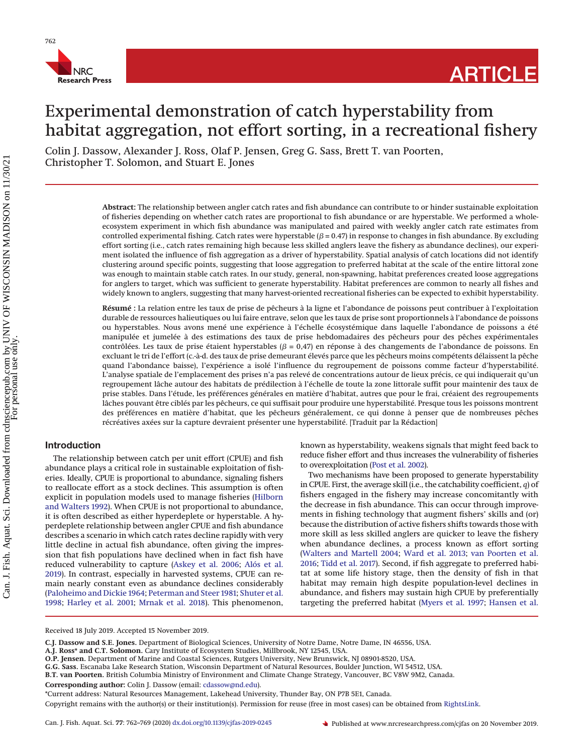# Experimental demonstration of catch hyperstability from habitat aggregation, not effort sorting, in a recreational fishery

Colin J. Dassow, Alexander J. Ross, Olaf P. Jensen, Greg G. Sass, Brett T. van Poorten, Christopher T. Solomon, and Stuart E. Jones

**Abstract:** The relationship between angler catch rates and fish abundance can contribute to or hinder sustainable exploitation of fisheries depending on whether catch rates are proportional to fish abundance or are hyperstable. We performed a whole-ecosystem experiment in which fish abundance was manipulated and paired with weekly angler catch rate estimates from controlled experimental fishing. Catch rates were hyperstable ($\beta = 0.47$) in response to changes in fish abundance. By excluding effort sorting (i.e., catch rates remaining high because less skilled anglers leave the fishery as abundance declines), our experiment isolated the influence of fish aggregation as a driver of hyperstability. Spatial analysis of catch locations did not identify clustering around specific points, suggesting that loose aggregation to preferred habitat at the scale of the entire littoral zone was enough to maintain stable catch rates. In our study, general, non-spawning, habitat preferences created loose aggregations for anglers to target, which was sufficient to generate hyperstability. Habitat preferences are common to nearly all fishes and widely known to anglers, suggesting that many harvest-oriented recreational fisheries can be expected to exhibit hyperstability.

**Résumé :** La relation entre les taux de prise de pêcheurs à la ligne et l'abondance de poissons peut contribuer à l'exploitation durable de ressources halieutiques ou lui faire entrave, selon que les taux de prise sont proportionnels à l'abondance de poissons ou hyperstables. Nous avons mené une expérience à l'échelle écosystémique dans laquelle l'abondance de poissons a été manipulée et jumelée à des estimations des taux de prise hebdomadaires des pêcheurs pour des pêches expérimentales contrôlées. Les taux de prise étaient hyperstables ($\beta = 0,47$) en réponse à des changements de l'abondance de poissons. En excluant le tri de l'effort (c.-à-d. des taux de prise demeurant élevés parce que les pêcheurs moins compétents délaissent la pêche quand l'abondance baisse), l'expérience a isolé l'influence du regroupement de poissons comme facteur d'hyperstabilité. L'analyse spatiale de l'emplacement des prises n'a pas relevé de concentrations autour de lieux précis, ce qui indiquerait qu'un regroupement lâche autour des habitats de prédilection à l'échelle de toute la zone littorale suffit pour maintenir des taux de prise stables. Dans l'étude, les préférences générales en matière d'habitat, autres que pour le frai, créaient des regroupements lâches pouvant être ciblés par les pêcheurs, ce qui suffisait pour produire une hyperstabilité. Presque tous les poissons montrent des préférences en matière d'habitat, que les pêcheurs généralement, ce qui donne à penser que de nombreuses pêches récréatives axées sur la capture devraient présenter une hyperstabilité. [Traduit par la Rédaction]

## Introduction

The relationship between catch per unit effort (CPUE) and fish abundance plays a critical role in sustainable exploitation of fisheries. Ideally, CPUE is proportional to abundance, signaling fishers to reallocate effort as a stock declines. This assumption is often explicit in population models used to manage fisheries (Hilborn and Walters 1992). When CPUE is not proportional to abundance, it is often described as either hyperdeplete or hyperstable. A hyperdeplete relationship between angler CPUE and fish abundance describes a scenario in which catch rates decline rapidly with very little decline in actual fish abundance, often giving the impression that fish populations have declined when in fact fish have reduced vulnerability to capture (Askey et al. 2006; Alós et al. 2019). In contrast, especially in harvested systems, CPUE can remain nearly constant even as abundance declines considerably (Paloheimo and Dickie 1964; Peterman and Steer 1981; Shuter et al. 1998; Harley et al. 2001; Mrnak et al. 2018). This phenomenon, known as hyperstability, weakens signals that might feed back to reduce fisher effort and thus increases the vulnerability of fisheries to overexploitation (Post et al. 2002).

Two mechanisms have been proposed to generate hyperstability in CPUE. First, the average skill (i.e., the catchability coefficient, $q$) of fishers engaged in the fishery may increase concomitantly with the decrease in fish abundance. This can occur through improvements in fishing technology that augment fishers' skills and (or) because the distribution of active fishers shifts towards those with more skill as less skilled anglers are quicker to leave the fishery when abundance declines, a process known as effort sorting (Walters and Martell 2004; Ward et al. 2013; van Poorten et al. 2016; Tidd et al. 2017). Second, if fish aggregate to preferred habitat at some life history stage, then the density of fish in that habitat may remain high despite population-level declines in abundance, and fishers may sustain high CPUE by preferentially targeting the preferred habitat (Myers et al. 1997; Hansen et al.

Received 18 July 2019. Accepted 15 November 2019.

**C.J. Dassow and S.E. Jones.** Department of Biological Sciences, University of Notre Dame, Notre Dame, IN 46556, USA.
**A.J. Ross\* and C.T. Solomon.** Cary Institute of Ecosystem Studies, Millbrook, NY 12545, USA.
**O.P. Jensen.** Department of Marine and Coastal Sciences, Rutgers University, New Brunswick, NJ 08901-8520, USA.
**G.G. Sass.** Escanaba Lake Research Station, Wisconsin Department of Natural Resources, Boulder Junction, WI 54512, USA.
**B.T. van Poorten.** British Columbia Ministry of Environment and Climate Change Strategy, Vancouver, BC V8W 9M2, Canada.
**Corresponding author:** Colin J. Dassow (email: cdassow@nd.edu).
\*Current address: Natural Resources Management, Lakehead University, Thunder Bay, ON P7B 5E1, Canada.
Copyright remains with the author(s) or their institution(s). Permission for reuse (free in most cases) can be obtained from RightsLink.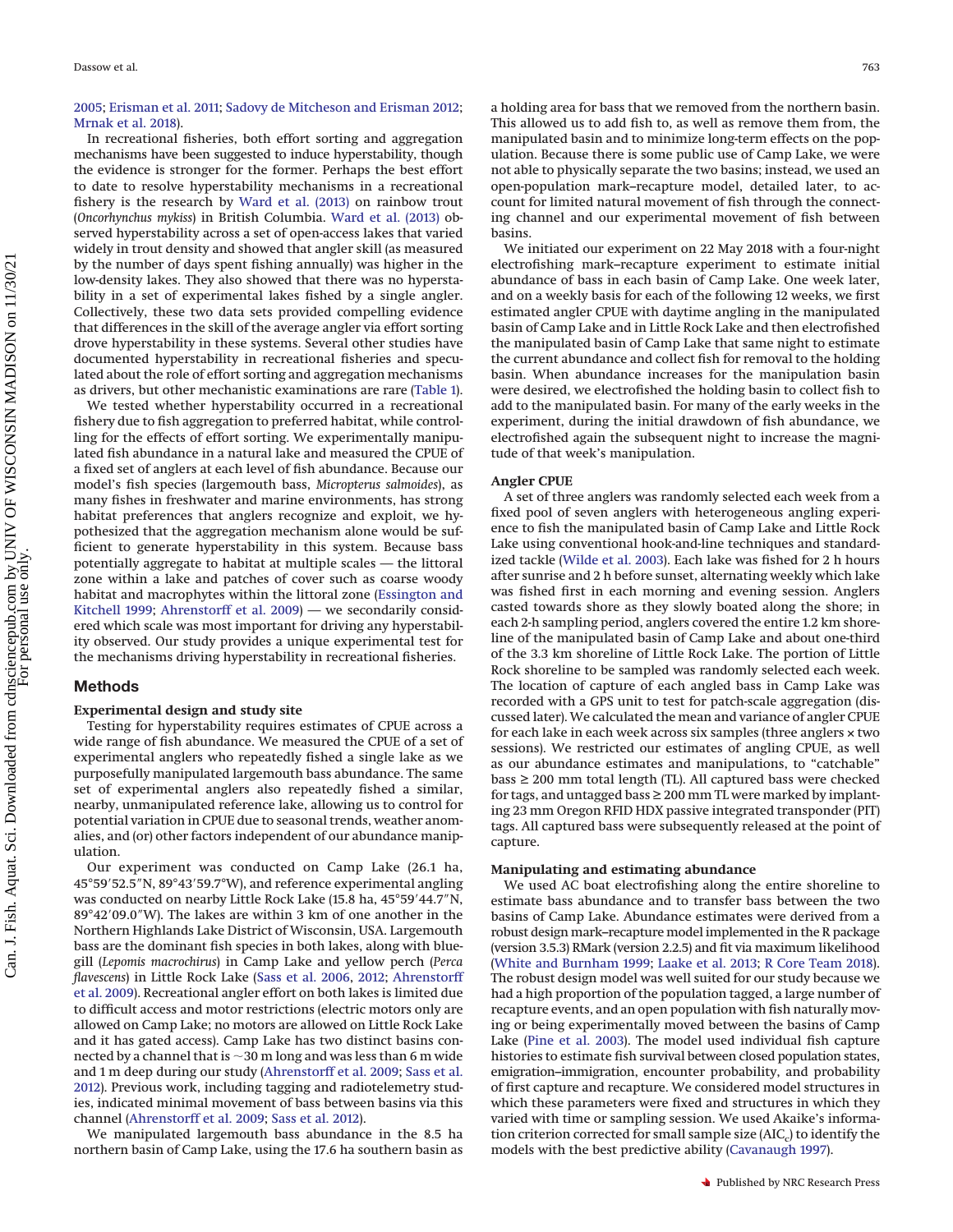2005; Erisman et al. 2011; Sadovy de Mitcheson and Erisman 2012; Mrnak et al. 2018).

In recreational fisheries, both effort sorting and aggregation mechanisms have been suggested to induce hyperstability, though the evidence is stronger for the former. Perhaps the best effort to date to resolve hyperstability mechanisms in a recreational fishery is the research by Ward et al. (2013) on rainbow trout (*Oncorhynchus mykiss*) in British Columbia. Ward et al. (2013) observed hyperstability across a set of open-access lakes that varied widely in trout density and showed that angler skill (as measured by the number of days spent fishing annually) was higher in the low-density lakes. They also showed that there was no hyperstability in a set of experimental lakes fished by a single angler. Collectively, these two data sets provided compelling evidence that differences in the skill of the average angler via effort sorting drove hyperstability in these systems. Several other studies have documented hyperstability in recreational fisheries and speculated about the role of effort sorting and aggregation mechanisms as drivers, but other mechanistic examinations are rare (Table 1).

We tested whether hyperstability occurred in a recreational fishery due to fish aggregation to preferred habitat, while controlling for the effects of effort sorting. We experimentally manipulated fish abundance in a natural lake and measured the CPUE of a fixed set of anglers at each level of fish abundance. Because our model's fish species (largemouth bass, *Micropterus salmoides*), as many fishes in freshwater and marine environments, has strong habitat preferences that anglers recognize and exploit, we hypothesized that the aggregation mechanism alone would be sufficient to generate hyperstability in this system. Because bass potentially aggregate to habitat at multiple scales — the littoral zone within a lake and patches of cover such as coarse woody habitat and macrophytes within the littoral zone (Essington and Kitchell 1999; Ahrenstorff et al. 2009) — we secondarily considered which scale was most important for driving any hyperstability observed. Our study provides a unique experimental test for the mechanisms driving hyperstability in recreational fisheries.

## Methods

### Experimental design and study site

Testing for hyperstability requires estimates of CPUE across a wide range of fish abundance. We measured the CPUE of a set of experimental anglers who repeatedly fished a single lake as we purposefully manipulated largemouth bass abundance. The same set of experimental anglers also repeatedly fished a similar, nearby, unmanipulated reference lake, allowing us to control for potential variation in CPUE due to seasonal trends, weather anomalies, and (or) other factors independent of our abundance manipulation.

Our experiment was conducted on Camp Lake (26.1 ha, 45°59′52.5″N, 89°43′59.7″W), and reference experimental angling was conducted on nearby Little Rock Lake (15.8 ha, 45°59′44.7″N, 89°42′09.0″W). The lakes are within 3 km of one another in the Northern Highlands Lake District of Wisconsin, USA. Largemouth bass are the dominant fish species in both lakes, along with bluegill (*Lepomis macrochirus*) in Camp Lake and yellow perch (*Perca flavescens*) in Little Rock Lake (Sass et al. 2006, 2012; Ahrenstorff et al. 2009). Recreational angler effort on both lakes is limited due to difficult access and motor restrictions (electric motors only are allowed on Camp Lake; no motors are allowed on Little Rock Lake and it has gated access). Camp Lake has two distinct basins connected by a channel that is ~30 m long and was less than 6 m wide and 1 m deep during our study (Ahrenstorff et al. 2009; Sass et al. 2012). Previous work, including tagging and radiotelemetry studies, indicated minimal movement of bass between basins via this channel (Ahrenstorff et al. 2009; Sass et al. 2012).

We manipulated largemouth bass abundance in the 8.5 ha northern basin of Camp Lake, using the 17.6 ha southern basin as a holding area for bass that we removed from the northern basin. This allowed us to add fish to, as well as remove them from, the manipulated basin and to minimize long-term effects on the population. Because there is some public use of Camp Lake, we were not able to physically separate the two basins; instead, we used an open-population mark–recapture model, detailed later, to account for limited natural movement of fish through the connecting channel and our experimental movement of fish between basins.

We initiated our experiment on 22 May 2018 with a four-night electrofishing mark–recapture experiment to estimate initial abundance of bass in each basin of Camp Lake. One week later, and on a weekly basis for each of the following 12 weeks, we first estimated angler CPUE with daytime angling in the manipulated basin of Camp Lake and in Little Rock Lake and then electrofished the manipulated basin of Camp Lake that same night to estimate the current abundance and collect fish for removal to the holding basin. When abundance increases for the manipulation basin were desired, we electrofished the holding basin to collect fish to add to the manipulated basin. For many of the early weeks in the experiment, during the initial drawdown of fish abundance, we electrofished again the subsequent night to increase the magnitude of that week's manipulation.

### Angler CPUE

A set of three anglers was randomly selected each week from a fixed pool of seven anglers with heterogeneous angling experience to fish the manipulated basin of Camp Lake and Little Rock Lake using conventional hook-and-line techniques and standardized tackle (Wilde et al. 2003). Each lake was fished for 2 h hours after sunrise and 2 h before sunset, alternating weekly which lake was fished first in each morning and evening session. Anglers casted towards shore as they slowly boated along the shore; in each 2-h sampling period, anglers covered the entire 1.2 km shoreline of the manipulated basin of Camp Lake and about one-third of the 3.3 km shoreline of Little Rock Lake. The portion of Little Rock shoreline to be sampled was randomly selected each week. The location of capture of each angled bass in Camp Lake was recorded with a GPS unit to test for patch-scale aggregation (discussed later). We calculated the mean and variance of angler CPUE for each lake in each week across six samples (three anglers × two sessions). We restricted our estimates of angling CPUE, as well as our abundance estimates and manipulations, to "catchable" bass ≥ 200 mm total length (TL). All captured bass were checked for tags, and untagged bass ≥ 200 mm TL were marked by implanting 23 mm Oregon RFID HDX passive integrated transponder (PIT) tags. All captured bass were subsequently released at the point of capture.

### Manipulating and estimating abundance

We used AC boat electrofishing along the entire shoreline to estimate bass abundance and to transfer bass between the two basins of Camp Lake. Abundance estimates were derived from a robust design mark–recapture model implemented in the R package (version 3.5.3) RMark (version 2.2.5) and fit via maximum likelihood (White and Burnham 1999; Laake et al. 2013; R Core Team 2018). The robust design model was well suited for our study because we had a high proportion of the population tagged, a large number of recapture events, and an open population with fish naturally moving or being experimentally moved between the basins of Camp Lake (Pine et al. 2003). The model used individual fish capture histories to estimate fish survival between closed population states, emigration–immigration, encounter probability, and probability of first capture and recapture. We considered model structures in which these parameters were fixed and structures in which they varied with time or sampling session. We used Akaike's information criterion corrected for small sample size ($AIC_c$) to identify the models with the best predictive ability (Cavanaugh 1997).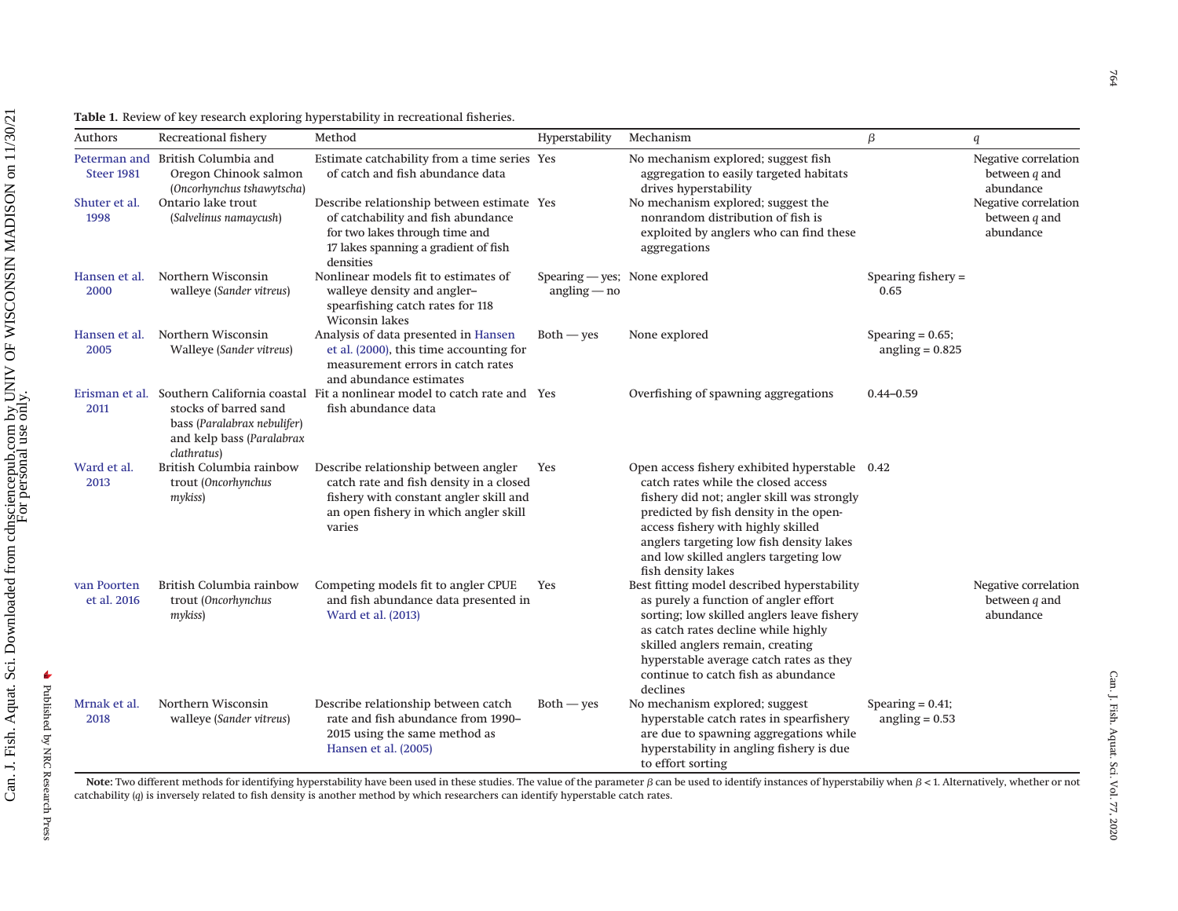**Table 1.** Review of key research exploring hyperstability in recreational fisheries.

| Authors | Recreational fishery | Method | Hyperstability | Mechanism | $\beta$ | $q$ |
|---|---|---|---|---|---|---|
| Peterman and Steer 1981 | British Columbia and Oregon Chinook salmon (*Oncorhynchus tshawytscha*) | Estimate catchability from a time series of catch and fish abundance data | Yes | No mechanism explored; suggest fish aggregation to easily targeted habitats drives hyperstability | | Negative correlation between $q$ and abundance |
| Shuter et al. 1998 | Ontario lake trout (*Salvelinus namaycush*) | Describe relationship between estimate of catchability and fish abundance for two lakes through time and 17 lakes spanning a gradient of fish densities | Yes | No mechanism explored; suggest the nonrandom distribution of fish is exploited by anglers who can find these aggregations | | Negative correlation between $q$ and abundance |
| Hansen et al. 2000 | Northern Wisconsin walleye (*Sander vitreus*) | Nonlinear models fit to estimates of walleye density and angler–spearfishing catch rates for 118 Wiconsin lakes | Spearing — yes; angling — no | None explored | Spearing fishery = 0.65 | |
| Hansen et al. 2005 | Northern Wisconsin Walleye (*Sander vitreus*) | Analysis of data presented in Hansen et al. (2000), this time accounting for measurement errors in catch rates and abundance estimates | Both — yes | None explored | Spearing = 0.65; angling = 0.825 | |
| Erisman et al. 2011 | Southern California coastal stocks of barred sand bass (*Paralabrax nebulifer*) and kelp bass (*Paralabrax clathratus*) | Fit a nonlinear model to catch rate and fish abundance data | Yes | Overfishing of spawning aggregations | 0.44–0.59 | |
| Ward et al. 2013 | British Columbia rainbow trout (*Oncorhynchus mykiss*) | Describe relationship between angler catch rate and fish density in a closed fishery with constant angler skill and an open fishery in which angler skill varies | Yes | Open access fishery exhibited hyperstable catch rates while the closed access fishery did not; angler skill was strongly predicted by fish density in the open-access fishery with highly skilled anglers targeting low fish density lakes and low skilled anglers targeting low fish density lakes | 0.42 | |
| van Poorten et al. 2016 | British Columbia rainbow trout (*Oncorhynchus mykiss*) | Competing models fit to angler CPUE and fish abundance data presented in Ward et al. (2013) | Yes | Best fitting model described hyperstability as purely a function of angler effort sorting; low skilled anglers leave fishery as catch rates decline while highly skilled anglers remain, creating hyperstable average catch rates as they continue to catch fish as abundance declines | | Negative correlation between $q$ and abundance |
| Mrnak et al. 2018 | Northern Wisconsin walleye (*Sander vitreus*) | Describe relationship between catch rate and fish abundance from 1990–2015 using the same method as Hansen et al. (2005) | Both — yes | No mechanism explored; suggest hyperstable catch rates in spearfishery are due to spawning aggregations while hyperstability in angling fishery is due to effort sorting | Spearing = 0.41; angling = 0.53 | |

**Note:** Two different methods for identifying hyperstability have been used in these studies. The value of the parameter $\beta$ can be used to identify instances of hyperstabiliy when $\beta < 1$. Alternatively, whether or not catchability ($q$) is inversely related to fish density is another method by which researchers can identify hyperstable catch rates.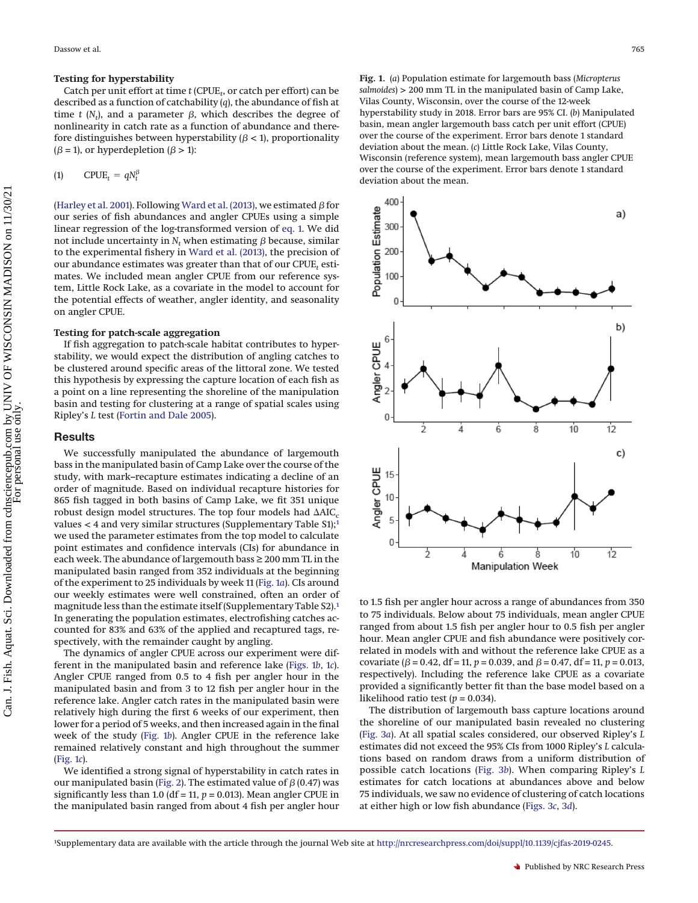### Testing for hyperstability

Catch per unit effort at time $t$ ($CPUE_t$, or catch per effort) can be described as a function of catchability ($q$), the abundance of fish at time $t$ ($N_t$), and a parameter $\beta$, which describes the degree of nonlinearity in catch rate as a function of abundance and therefore distinguishes between hyperstability ($\beta < 1$), proportionality ($\beta = 1$), or hyperdepletion ($\beta > 1$):

$$(1) \qquad CPUE_t = qN_t^{\beta}$$

(Harley et al. 2001). Following Ward et al. (2013), we estimated $\beta$ for our series of fish abundances and angler CPUEs using a simple linear regression of the log-transformed version of eq. 1. We did not include uncertainty in $N_t$ when estimating $\beta$ because, similar to the experimental fishery in Ward et al. (2013), the precision of our abundance estimates was greater than that of our $CPUE_t$ estimates. We included mean angler CPUE from our reference system, Little Rock Lake, as a covariate in the model to account for the potential effects of weather, angler identity, and seasonality on angler CPUE.

### Testing for patch-scale aggregation

If fish aggregation to patch-scale habitat contributes to hyperstability, we would expect the distribution of angling catches to be clustered around specific areas of the littoral zone. We tested this hypothesis by expressing the capture location of each fish as a point on a line representing the shoreline of the manipulation basin and testing for clustering at a range of spatial scales using Ripley's $L$ test (Fortin and Dale 2005).

## Results

We successfully manipulated the abundance of largemouth bass in the manipulated basin of Camp Lake over the course of the study, with mark–recapture estimates indicating a decline of an order of magnitude. Based on individual recapture histories for 865 fish tagged in both basins of Camp Lake, we fit 351 unique robust design model structures. The top four models had $\Delta AIC_c$ values < 4 and very similar structures (Supplementary Table S1);[1] we used the parameter estimates from the top model to calculate point estimates and confidence intervals (CIs) for abundance in each week. The abundance of largemouth bass ≥ 200 mm TL in the manipulated basin ranged from 352 individuals at the beginning of the experiment to 25 individuals by week 11 (Fig. 1*a*). CIs around our weekly estimates were well constrained, often an order of magnitude less than the estimate itself (Supplementary Table S2).[1] In generating the population estimates, electrofishing catches accounted for 83% and 63% of the applied and recaptured tags, respectively, with the remainder caught by angling.

The dynamics of angler CPUE across our experiment were different in the manipulated basin and reference lake (Figs. 1*b*, 1*c*). Angler CPUE ranged from 0.5 to 4 fish per angler hour in the manipulated basin and from 3 to 12 fish per angler hour in the reference lake. Angler catch rates in the manipulated basin were relatively high during the first 6 weeks of our experiment, then lower for a period of 5 weeks, and then increased again in the final week of the study (Fig. 1*b*). Angler CPUE in the reference lake remained relatively constant and high throughout the summer (Fig. 1*c*).

We identified a strong signal of hyperstability in catch rates in our manipulated basin (Fig. 2). The estimated value of $\beta$ (0.47) was significantly less than 1.0 (df = 11, $p = 0.013$). Mean angler CPUE in the manipulated basin ranged from about 4 fish per angler hour to 1.5 fish per angler hour across a range of abundances from 350 to 75 individuals. Below about 75 individuals, mean angler CPUE ranged from about 1.5 fish per angler hour to 0.5 fish per angler hour. Mean angler CPUE and fish abundance were positively correlated in models with and without the reference lake CPUE as a covariate ($\beta = 0.42$, df = 11, $p = 0.039$, and $\beta = 0.47$, df = 11, $p = 0.013$, respectively). Including the reference lake CPUE as a covariate provided a significantly better fit than the base model based on a likelihood ratio test ($p = 0.034$).

The distribution of largemouth bass capture locations around the shoreline of our manipulated basin revealed no clustering (Fig. 3*a*). At all spatial scales considered, our observed Ripley's $L$ estimates did not exceed the 95% CIs from 1000 Ripley's $L$ calculations based on random draws from a uniform distribution of possible catch locations (Fig. 3*b*). When comparing Ripley's $L$ estimates for catch locations at abundances above and below 75 individuals, we saw no evidence of clustering of catch locations at either high or low fish abundance (Figs. 3*c*, 3*d*).

**Fig. 1.** (*a*) Population estimate for largemouth bass (*Micropterus salmoides*) > 200 mm TL in the manipulated basin of Camp Lake, Vilas County, Wisconsin, over the course of the 12-week hyperstability study in 2018. Error bars are 95% CI. (*b*) Manipulated basin, mean angler largemouth bass catch per unit effort (CPUE) over the course of the experiment. Error bars denote 1 standard deviation about the mean. (*c*) Little Rock Lake, Vilas County, Wisconsin (reference system), mean largemouth bass angler CPUE over the course of the experiment. Error bars denote 1 standard deviation about the mean.

[1]Supplementary data are available with the article through the journal Web site at http://nrcresearchpress.com/doi/suppl/10.1139/cjfas-2019-0245.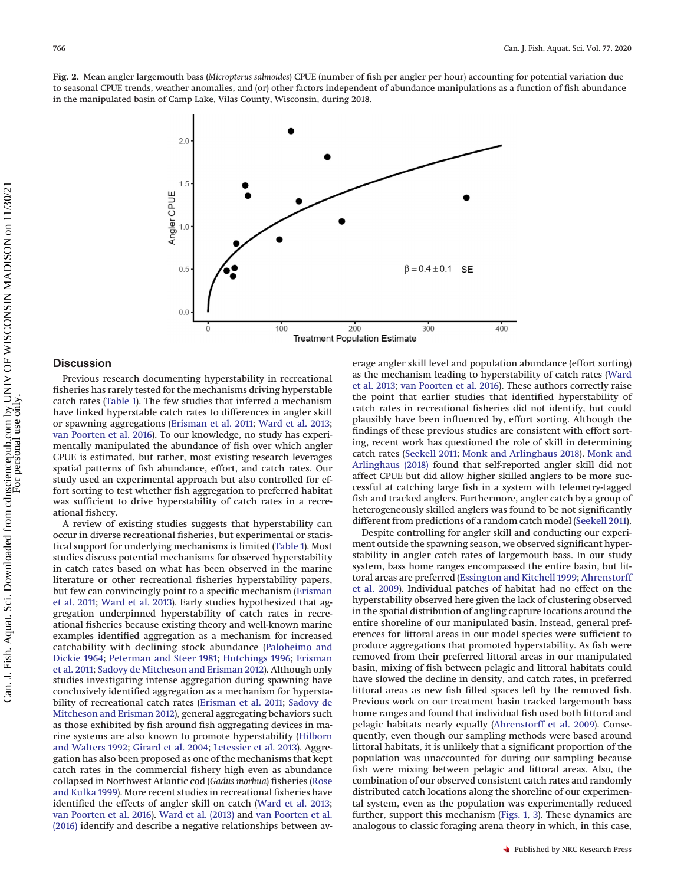**Fig. 2.** Mean angler largemouth bass (*Micropterus salmoides*) CPUE (number of fish per angler per hour) accounting for potential variation due to seasonal CPUE trends, weather anomalies, and (or) other factors independent of abundance manipulations as a function of fish abundance in the manipulated basin of Camp Lake, Vilas County, Wisconsin, during 2018.

## Discussion

Previous research documenting hyperstability in recreational fisheries has rarely tested for the mechanisms driving hyperstable catch rates (Table 1). The few studies that inferred a mechanism have linked hyperstable catch rates to differences in angler skill or spawning aggregations (Erisman et al. 2011; Ward et al. 2013; van Poorten et al. 2016). To our knowledge, no study has experimentally manipulated the abundance of fish over which angler CPUE is estimated, but rather, most existing research leverages spatial patterns of fish abundance, effort, and catch rates. Our study used an experimental approach but also controlled for effort sorting to test whether fish aggregation to preferred habitat was sufficient to drive hyperstability of catch rates in a recreational fishery.

A review of existing studies suggests that hyperstability can occur in diverse recreational fisheries, but experimental or statistical support for underlying mechanisms is limited (Table 1). Most studies discuss potential mechanisms for observed hyperstability in catch rates based on what has been observed in the marine literature or other recreational fisheries hyperstability papers, but few can convincingly point to a specific mechanism (Erisman et al. 2011; Ward et al. 2013). Early studies hypothesized that aggregation underpinned hyperstability of catch rates in recreational fisheries because existing theory and well-known marine examples identified aggregation as a mechanism for increased catchability with declining stock abundance (Paloheimo and Dickie 1964; Peterman and Steer 1981; Hutchings 1996; Erisman et al. 2011; Sadovy de Mitcheson and Erisman 2012). Although only studies investigating intense aggregation during spawning have conclusively identified aggregation as a mechanism for hyperstability of recreational catch rates (Erisman et al. 2011; Sadovy de Mitcheson and Erisman 2012), general aggregating behaviors such as those exhibited by fish around fish aggregating devices in marine systems are also known to promote hyperstability (Hilborn and Walters 1992; Girard et al. 2004; Letessier et al. 2013). Aggregation has also been proposed as one of the mechanisms that kept catch rates in the commercial fishery high even as abundance collapsed in Northwest Atlantic cod (*Gadus morhua*) fisheries (Rose and Kulka 1999). More recent studies in recreational fisheries have identified the effects of angler skill on catch (Ward et al. 2013; van Poorten et al. 2016). Ward et al. (2013) and van Poorten et al. (2016) identify and describe a negative relationships between average angler skill level and population abundance (effort sorting) as the mechanism leading to hyperstability of catch rates (Ward et al. 2013; van Poorten et al. 2016). These authors correctly raise the point that earlier studies that identified hyperstability of catch rates in recreational fisheries did not identify, but could plausibly have been influenced by, effort sorting. Although the findings of these previous studies are consistent with effort sorting, recent work has questioned the role of skill in determining catch rates (Seekell 2011; Monk and Arlinghaus 2018). Monk and Arlinghaus (2018) found that self-reported angler skill did not affect CPUE but did allow higher skilled anglers to be more successful at catching large fish in a system with telemetry-tagged fish and tracked anglers. Furthermore, angler catch by a group of heterogeneously skilled anglers was found to be not significantly different from predictions of a random catch model (Seekell 2011).

Despite controlling for angler skill and conducting our experiment outside the spawning season, we observed significant hyperstability in angler catch rates of largemouth bass. In our study system, bass home ranges encompassed the entire basin, but littoral areas are preferred (Essington and Kitchell 1999; Ahrenstorff et al. 2009). Individual patches of habitat had no effect on the hyperstability observed here given the lack of clustering observed in the spatial distribution of angling capture locations around the entire shoreline of our manipulated basin. Instead, general preferences for littoral areas in our model species were sufficient to produce aggregations that promoted hyperstability. As fish were removed from their preferred littoral areas in our manipulated basin, mixing of fish between pelagic and littoral habitats could have slowed the decline in density, and catch rates, in preferred littoral areas as new fish filled spaces left by the removed fish. Previous work on our treatment basin tracked largemouth bass home ranges and found that individual fish used both littoral and pelagic habitats nearly equally (Ahrenstorff et al. 2009). Consequently, even though our sampling methods were based around littoral habitats, it is unlikely that a significant proportion of the population was unaccounted for during our sampling because fish were mixing between pelagic and littoral areas. Also, the combination of our observed consistent catch rates and randomly distributed catch locations along the shoreline of our experimental system, even as the population was experimentally reduced further, support this mechanism (Figs. 1, 3). These dynamics are analogous to classic foraging arena theory in which, in this case,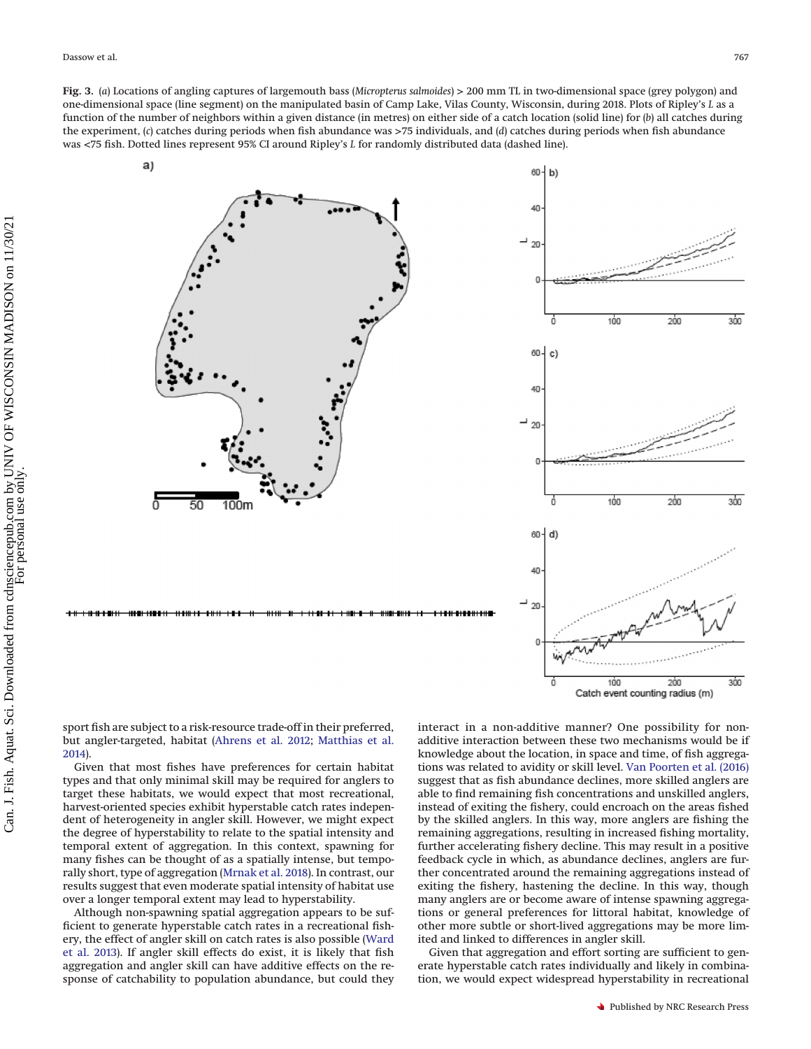**Fig. 3.** (*a*) Locations of angling captures of largemouth bass (*Micropterus salmoides*) > 200 mm TL in two-dimensional space (grey polygon) and one-dimensional space (line segment) on the manipulated basin of Camp Lake, Vilas County, Wisconsin, during 2018. Plots of Ripley's *L* as a function of the number of neighbors within a given distance (in metres) on either side of a catch location (solid line) for (*b*) all catches during the experiment, (*c*) catches during periods when fish abundance was >75 individuals, and (*d*) catches during periods when fish abundance was <75 fish. Dotted lines represent 95% CI around Ripley's *L* for randomly distributed data (dashed line).

sport fish are subject to a risk-resource trade-off in their preferred, but angler-targeted, habitat (Ahrens et al. 2012; Matthias et al. 2014).

Given that most fishes have preferences for certain habitat types and that only minimal skill may be required for anglers to target these habitats, we would expect that most recreational, harvest-oriented species exhibit hyperstable catch rates independent of heterogeneity in angler skill. However, we might expect the degree of hyperstability to relate to the spatial intensity and temporal extent of aggregation. In this context, spawning for many fishes can be thought of as a spatially intense, but temporally short, type of aggregation (Mrnak et al. 2018). In contrast, our results suggest that even moderate spatial intensity of habitat use over a longer temporal extent may lead to hyperstability.

Although non-spawning spatial aggregation appears to be sufficient to generate hyperstable catch rates in a recreational fishery, the effect of angler skill on catch rates is also possible (Ward et al. 2013). If angler skill effects do exist, it is likely that fish aggregation and angler skill can have additive effects on the response of catchability to population abundance, but could they interact in a non-additive manner? One possibility for non-additive interaction between these two mechanisms would be if knowledge about the location, in space and time, of fish aggregations was related to avidity or skill level. Van Poorten et al. (2016) suggest that as fish abundance declines, more skilled anglers are able to find remaining fish concentrations and unskilled anglers, instead of exiting the fishery, could encroach on the areas fished by the skilled anglers. In this way, more anglers are fishing the remaining aggregations, resulting in increased fishing mortality, further accelerating fishery decline. This may result in a positive feedback cycle in which, as abundance declines, anglers are further concentrated around the remaining aggregations instead of exiting the fishery, hastening the decline. In this way, though many anglers are or become aware of intense spawning aggregations or general preferences for littoral habitat, knowledge of other more subtle or short-lived aggregations may be more limited and linked to differences in angler skill.

Given that aggregation and effort sorting are sufficient to generate hyperstable catch rates individually and likely in combination, we would expect widespread hyperstability in recreational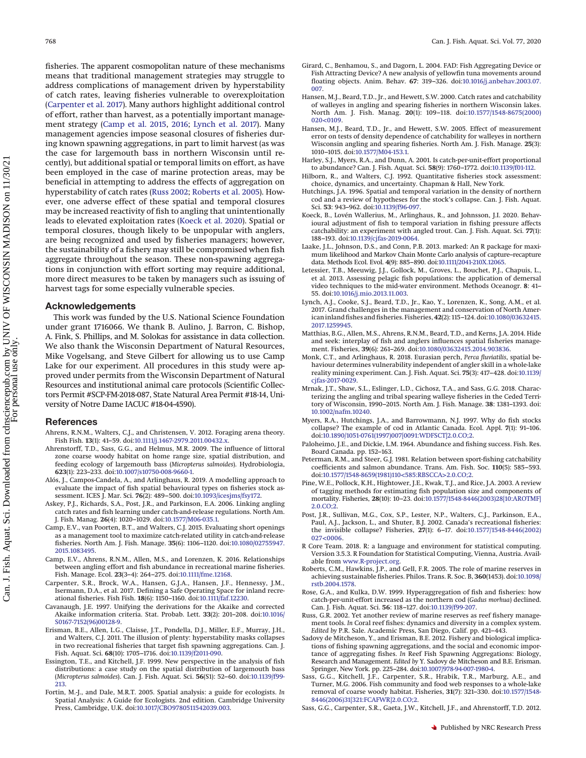fisheries. The apparent cosmopolitan nature of these mechanisms means that traditional management strategies may struggle to address complications of management driven by hyperstability of catch rates, leaving fisheries vulnerable to overexploitation (Carpenter et al. 2017). Many authors highlight additional control of effort, rather than harvest, as a potentially important management strategy (Camp et al. 2015, 2016; Lynch et al. 2017). Many management agencies impose seasonal closures of fisheries during known spawning aggregations, in part to limit harvest (as was the case for largemouth bass in northern Wisconsin until recently), but additional spatial or temporal limits on effort, as have been employed in the case of marine protection areas, may be beneficial in attempting to address the effects of aggregation on hyperstability of catch rates (Russ 2002; Roberts et al. 2005). However, one adverse effect of these spatial and temporal closures may be increased reactivity of fish to angling that unintentionally leads to elevated exploitation rates (Koeck et al. 2020). Spatial or temporal closures, though likely to be unpopular with anglers, are being recognized and used by fisheries managers; however, the sustainability of a fishery may still be compromised when fish aggregate throughout the season. These non-spawning aggregations in conjunction with effort sorting may require additional, more direct measures to be taken by managers such as issuing of harvest tags for some especially vulnerable species.

## Acknowledgements

This work was funded by the U.S. National Science Foundation under grant 1716066. We thank B. Aulino, J. Barron, C. Bishop, A. Fink, S. Phillips, and M. Solokas for assistance in data collection. We also thank the Wisconsin Department of Natural Resources, Mike Vogelsang, and Steve Gilbert for allowing us to use Camp Lake for our experiment. All procedures in this study were approved under permits from the Wisconsin Department of Natural Resources and institutional animal care protocols (Scientific Collectors Permit #SCP-FM-2018-087, State Natural Area Permit #18-14, University of Notre Dame IACUC #18-04-4590).

## References

Ahrens, R.N.M., Walters, C.J., and Christensen, V. 2012. Foraging arena theory. Fish Fish. **13**(1): 41–59. doi:10.1111/j.1467-2979.2011.00432.x.

Ahrenstorff, T.D., Sass, G.G., and Helmus, M.R. 2009. The influence of littoral zone coarse woody habitat on home range size, spatial distribution, and feeding ecology of largemouth bass (*Micropterus salmoides*). Hydrobiologia, **623**(1): 223–233. doi:10.1007/s10750-008-9660-1.

Alós, J., Campos-Candela, A., and Arlinghaus, R. 2019. A modelling approach to evaluate the impact of fish spatial behavioural types on fisheries stock assessment. ICES J. Mar. Sci. **76**(2): 489–500. doi:10.1093/icesjms/fsy172.

Askey, P.J., Richards, S.A., Post, J.R., and Parkinson, E.A. 2006. Linking angling catch rates and fish learning under catch-and-release regulations. North Am. J. Fish. Manag. **26**(4): 1020–1029. doi:10.1577/M06-035.1.

Camp, E.V., van Poorten, B.T., and Walters, C.J. 2015. Evaluating short openings as a management tool to maximize catch-related utility in catch-and-release fisheries. North Am. J. Fish. Manage. **35**(6): 1106–1120. doi:10.1080/02755947.2015.1083495.

Camp, E.V., Ahrens, R.N.M., Allen, M.S., and Lorenzen, K. 2016. Relationships between angling effort and fish abundance in recreational marine fisheries. Fish. Manage. Ecol. **23**(3–4): 264–275. doi:10.1111/fme.12168.

Carpenter, S.R., Brock, W.A., Hansen, G.J.A., Hansen, J.F., Hennessy, J.M., Isermann, D.A., et al. 2017. Defining a Safe Operating Space for inland recreational fisheries. Fish Fish. **18**(6): 1150–1160. doi:10.1111/faf.12230.

Cavanaugh, J.E. 1997. Unifying the derivations for the Akaike and corrected Akaike information criteria. Stat. Probab. Lett. **33**(2): 201–208. doi:10.1016/S0167-7152(96)00128-9.

Erisman, B.E., Allen, L.G., Claisse, J.T., Pondella, D.J., Miller, E.F., Murray, J.H., and Walters, C.J. 2011. The illusion of plenty: hyperstability masks collapses in two recreational fisheries that target fish spawning aggregations. Can. J. Fish. Aquat. Sci. **68**(10): 1705–1716. doi:10.1139/f2011-090.

Essington, T.E., and Kitchell, J.F. 1999. New perspective in the analysis of fish distributions: a case study on the spatial distribution of largemouth bass (*Micropterus salmoides*). Can. J. Fish. Aquat. Sci. **56**(S1): 52–60. doi:10.1139/f99-213.

Fortin, M.-J., and Dale, M.R.T. 2005. Spatial analysis: a guide for ecologists. *In* Spatial Analysis: A Guide for Ecologists. 2nd edition. Cambridge University Press, Cambridge, U.K. doi:10.1017/CBO9780511542039.003.

Girard, C., Benhamou, S., and Dagorn, L. 2004. FAD: Fish Aggregating Device or Fish Attracting Device? A new analysis of yellowfin tuna movements around floating objects. Anim. Behav. **67**: 319–326. doi:10.1016/j.anbehav.2003.07.007.

Hansen, M.J., Beard, T.D., Jr., and Hewett, S.W. 2000. Catch rates and catchability of walleyes in angling and spearing fisheries in northern Wisconsin lakes. North Am. J. Fish. Manag. **20**(1): 109–118. doi:10.1577/1548-8675(2000)020<0109.

Hansen, M.J., Beard, T.D., Jr., and Hewett, S.W. 2005. Effect of measurement error on tests of density dependence of catchability for walleyes in northern Wisconsin angling and spearing fisheries. North Am. J. Fish. Manage. **25**(3): 1010–1015. doi:10.1577/M04-153.1.

Harley, S.J., Myers, R.A., and Dunn, A. 2001. Is catch-per-unit effort proportional to abundance? Can. J. Fish. Aquat. Sci. **58**(9): 1760–1772. doi:10.1139/f01-112.

Hilborn, R., and Walters, C.J. 1992. Quantitative fisheries stock assessment: choice, dynamics, and uncertainty. Chapman & Hall, New York.

Hutchings, J.A. 1996. Spatial and temporal variation in the density of northern cod and a review of hypotheses for the stock's collapse. Can. J. Fish. Aquat. Sci. **53**: 943–962. doi:10.1139/f96-097.

Koeck, B., Lovén Wallerius, M., Arlinghaus, R., and Johnsson, J.I. 2020. Behavioural adjustment of fish to temporal variation in fishing pressure affects catchability: an experiment with angled trout. Can. J. Fish. Aquat. Sci. **77**(1): 188–193. doi:10.1139/cjfas-2019-0064.

Laake, J.L., Johnson, D.S., and Conn, P.B. 2013. marked: An R package for maximum likelihood and Markov Chain Monte Carlo analysis of capture–recapture data. Methods Ecol. Evol. **4**(9): 885–890. doi:10.1111/2041-210X.12065.

Letessier, T.B., Meeuwig, J.J., Gollock, M., Groves, L., Bouchet, P.J., Chapuis, L., et al. 2013. Assessing pelagic fish populations: the application of demersal video techniques to the mid-water environment. Methods Oceanogr. **8**: 41–55. doi:10.1016/j.mio.2013.11.003.

Lynch, A.J., Cooke, S.J., Beard, T.D., Jr., Kao, Y., Lorenzen, K., Song, A.M., et al. 2017. Grand challenges in the management and conservation of North American inland fishes and fisheries. Fisheries, **42**(2): 115–124. doi:10.1080/03632415.2017.1259945.

Matthias, B.G., Allen, M.S., Ahrens, R.N.M., Beard, T.D., and Kerns, J.A. 2014. Hide and seek: interplay of fish and anglers influences spatial fisheries management. Fisheries, **39**(6): 261–269. doi:10.1080/03632415.2014.903836.

Monk, C.T., and Arlinghaus, R. 2018. Eurasian perch, *Perca fluviatilis*, spatial behaviour determines vulnerability independent of angler skill in a whole-lake reality mining experiment. Can. J. Fish. Aquat. Sci. **75**(3): 417–428. doi:10.1139/cjfas-2017-0029.

Mrnak, J.T., Shaw, S.L., Eslinger, L.D., Cichosz, T.A., and Sass, G.G. 2018. Characterizing the angling and tribal spearing walleye fisheries in the Ceded Territory of Wisconsin, 1990–2015. North Am. J. Fish. Manage. **38**: 1381–1393. doi:10.1002/nafm.10240.

Myers, R.A., Hutchings, J.A., and Barrowmann, N.J. 1997. Why do fish stocks collapse? The example of cod in Atlantic Canada. Ecol. Appl. **7**(1): 91–106. doi:10.1890/1051-0761(1997)007[0091:WDFSCT]2.0.CO;2.

Paloheimo, J.E., and Dickie, L.M. 1964. Abundance and fishing success. Fish. Res. Board Canada. pp. 152–163.

Peterman, R.M., and Steer, G.J. 1981. Relation between sport-fishing catchability coefficients and salmon abundance. Trans. Am. Fish. Soc. **110**(5): 585–593. doi:10.1577/1548-8659(1981)110<585:RBSCCA>2.0.CO;2.

Pine, W.E., Pollock, K.H., Hightower, J.E., Kwak, T.J., and Rice, J.A. 2003. A review of tagging methods for estimating fish population size and components of mortality. Fisheries, **28**(10): 10–23. doi:10.1577/1548-8446(2003)28[10:AROTMF]2.0.CO;2.

Post, J.R., Sullivan, M.G., Cox, S.P., Lester, N.P., Walters, C.J., Parkinson, E.A., Paul, A.J., Jackson, L., and Shuter, B.J. 2002. Canada's recreational fisheries: the invisible collapse? Fisheries, **27**(1): 6–17. doi:10.1577/1548-8446(2002)027<0006.

R Core Team. 2018. R: a language and environment for statistical computing. Version 3.5.3. R Foundation for Statistical Computing, Vienna, Austria. Available from www.R-project.org.

Roberts, C.M., Hawkins, J.P., and Gell, F.R. 2005. The role of marine reserves in achieving sustainable fisheries. Philos. Trans. R. Soc. B, **360**(1453). doi:10.1098/rstb.2004.1578.

Rose, G.A., and Kulka, D.W. 1999. Hyperaggregation of fish and fisheries: how catch-per-unit-effort increased as the northern cod (*Gadus morhua*) declined. Can. J. Fish. Aquat. Sci. **56**: 118–127. doi:10.1139/f99-207.

Russ, G.R. 2002. Yet another review of marine reserves as reef fishery management tools. *In* Coral reef fishes: dynamics and diversity in a complex system. *Edited by* P.R. Sale. Academic Press, San Diego, Calif. pp. 421–443.

Sadovy de Mitcheson, Y., and Erisman, B.E. 2012. Fishery and biological implications of fishing spawning aggregations, and the social and economic importance of aggregating fishes. *In* Reef Fish Spawning Aggregations: Biology, Research and Management. *Edited by* Y. Sadovy de Mitcheson and B.E. Erisman. Springer, New York. pp. 225–284. doi:10.1007/978-94-007-1980-4.

Sass, G.G., Kitchell, J.F., Carpenter, S.R., Hrabik, T.R., Marburg, A.E., and Turner, M.G. 2006. Fish community and food web responses to a whole-lake removal of coarse woody habitat. Fisheries, **31**(7): 321–330. doi:10.1577/1548-8446(2006)31[321:FCAFWR]2.0.CO;2.

Sass, G.G., Carpenter, S.R., Gaeta, J.W., Kitchell, J.F., and Ahrenstorff, T.D. 2012.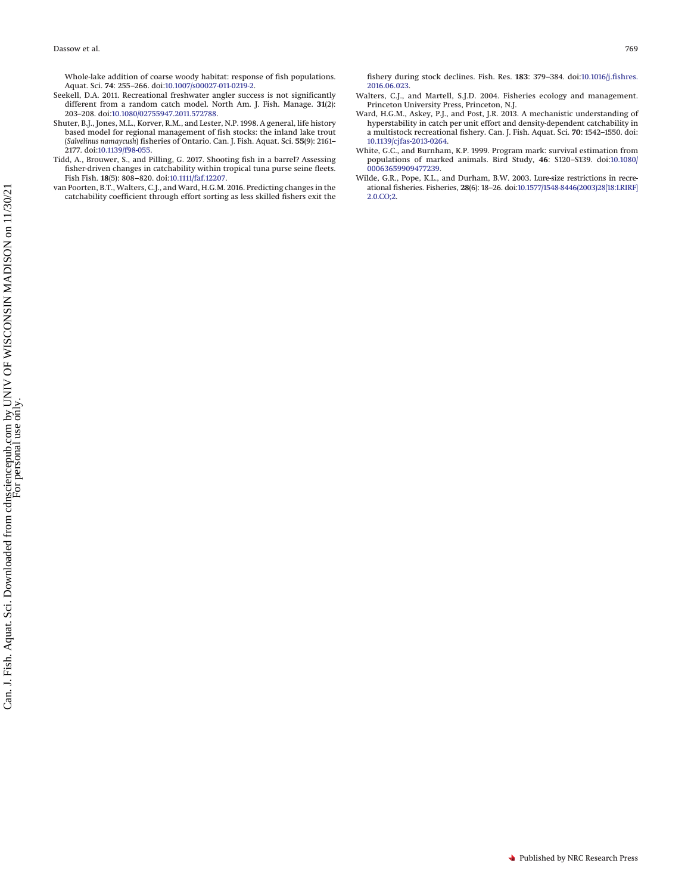Whole-lake addition of coarse woody habitat: response of fish populations. Aquat. Sci. **74**: 255–266. doi:10.1007/s00027-011-0219-2.

Seekell, D.A. 2011. Recreational freshwater angler success is not significantly different from a random catch model. North Am. J. Fish. Manage. **31**(2): 203–208. doi:10.1080/02755947.2011.572788.

Shuter, B.J., Jones, M.L., Korver, R.M., and Lester, N.P. 1998. A general, life history based model for regional management of fish stocks: the inland lake trout (*Salvelinus namaycush*) fisheries of Ontario. Can. J. Fish. Aquat. Sci. **55**(9): 2161–2177. doi:10.1139/f98-055.

Tidd, A., Brouwer, S., and Pilling, G. 2017. Shooting fish in a barrel? Assessing fisher-driven changes in catchability within tropical tuna purse seine fleets. Fish Fish. **18**(5): 808–820. doi:10.1111/faf.12207.

van Poorten, B.T., Walters, C.J., and Ward, H.G.M. 2016. Predicting changes in the catchability coefficient through effort sorting as less skilled fishers exit the fishery during stock declines. Fish. Res. **183**: 379–384. doi:10.1016/j.fishres.2016.06.023.

Walters, C.J., and Martell, S.J.D. 2004. Fisheries ecology and management. Princeton University Press, Princeton, N.J.

Ward, H.G.M., Askey, P.J., and Post, J.R. 2013. A mechanistic understanding of hyperstability in catch per unit effort and density-dependent catchability in a multistock recreational fishery. Can. J. Fish. Aquat. Sci. **70**: 1542–1550. doi:10.1139/cjfas-2013-0264.

White, G.C., and Burnham, K.P. 1999. Program mark: survival estimation from populations of marked animals. Bird Study, **46**: S120–S139. doi:10.1080/00063659909477239.

Wilde, G.R., Pope, K.L., and Durham, B.W. 2003. Lure-size restrictions in recreational fisheries. Fisheries, **28**(6): 18–26. doi:10.1577/1548-8446(2003)28[18:LRIRF]2.0.CO;2.